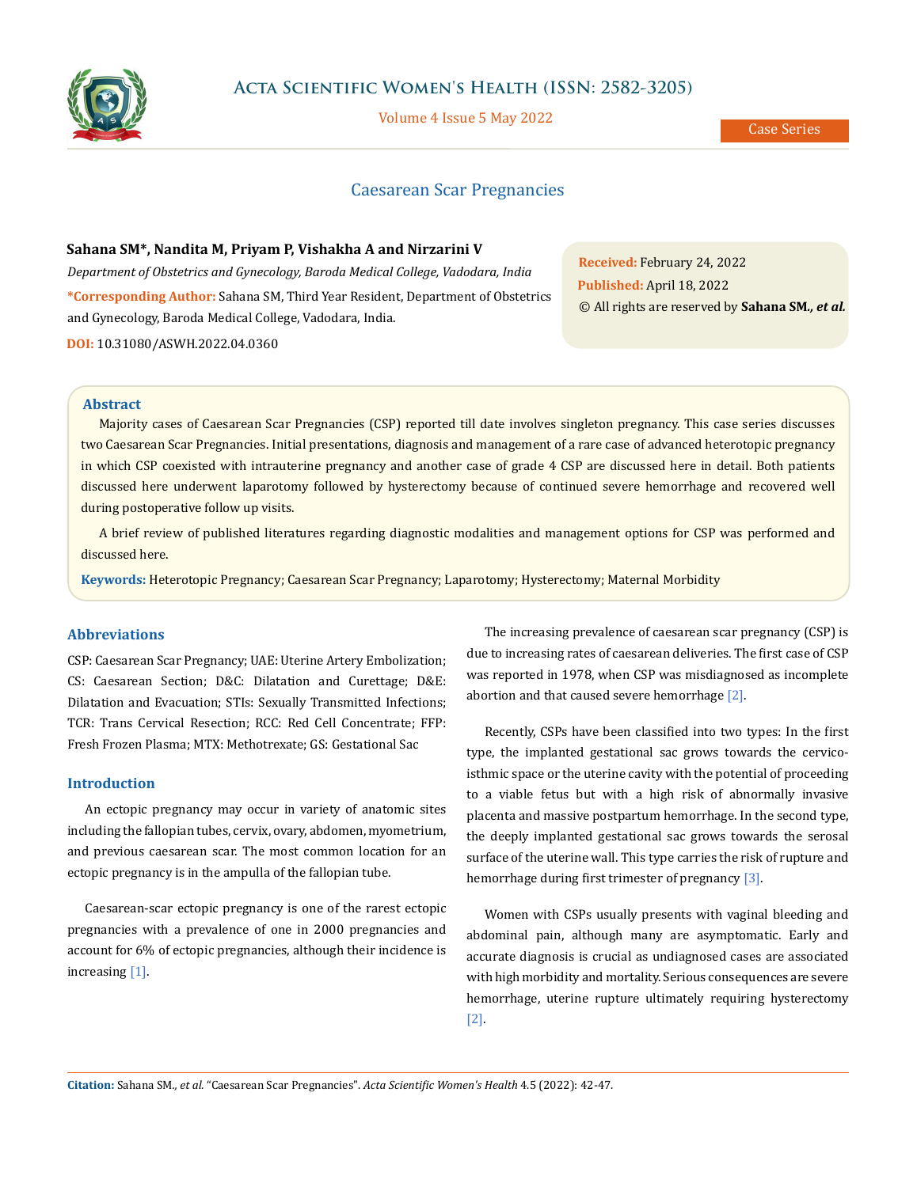# Caesarean Scar Pregnancies

**Sahana SM*, Nandita M, Priyam P, Vishakha A and Nirzarini V**

*Department of Obstetrics and Gynecology, Baroda Medical College, Vadodara, India*

**\*Corresponding Author:** Sahana SM, Third Year Resident, Department of Obstetrics and Gynecology, Baroda Medical College, Vadodara, India.

**DOI:** 10.31080/ASWH.2022.04.0360

**Received:** February 24, 2022
**Published:** April 18, 2022
© All rights are reserved by **Sahana SM., *et al.***

## Abstract

Majority cases of Caesarean Scar Pregnancies (CSP) reported till date involves singleton pregnancy. This case series discusses two Caesarean Scar Pregnancies. Initial presentations, diagnosis and management of a rare case of advanced heterotopic pregnancy in which CSP coexisted with intrauterine pregnancy and another case of grade 4 CSP are discussed here in detail. Both patients discussed here underwent laparotomy followed by hysterectomy because of continued severe hemorrhage and recovered well during postoperative follow up visits.

A brief review of published literatures regarding diagnostic modalities and management options for CSP was performed and discussed here.

**Keywords:** Heterotopic Pregnancy; Caesarean Scar Pregnancy; Laparotomy; Hysterectomy; Maternal Morbidity

## Abbreviations

CSP: Caesarean Scar Pregnancy; UAE: Uterine Artery Embolization; CS: Caesarean Section; D&C: Dilatation and Curettage; D&E: Dilatation and Evacuation; STIs: Sexually Transmitted Infections; TCR: Trans Cervical Resection; RCC: Red Cell Concentrate; FFP: Fresh Frozen Plasma; MTX: Methotrexate; GS: Gestational Sac

## Introduction

An ectopic pregnancy may occur in variety of anatomic sites including the fallopian tubes, cervix, ovary, abdomen, myometrium, and previous caesarean scar. The most common location for an ectopic pregnancy is in the ampulla of the fallopian tube.

Caesarean-scar ectopic pregnancy is one of the rarest ectopic pregnancies with a prevalence of one in 2000 pregnancies and account for 6% of ectopic pregnancies, although their incidence is increasing [1].

The increasing prevalence of caesarean scar pregnancy (CSP) is due to increasing rates of caesarean deliveries. The first case of CSP was reported in 1978, when CSP was misdiagnosed as incomplete abortion and that caused severe hemorrhage [2].

Recently, CSPs have been classified into two types: In the first type, the implanted gestational sac grows towards the cervico-isthmic space or the uterine cavity with the potential of proceeding to a viable fetus but with a high risk of abnormally invasive placenta and massive postpartum hemorrhage. In the second type, the deeply implanted gestational sac grows towards the serosal surface of the uterine wall. This type carries the risk of rupture and hemorrhage during first trimester of pregnancy [3].

Women with CSPs usually presents with vaginal bleeding and abdominal pain, although many are asymptomatic. Early and accurate diagnosis is crucial as undiagnosed cases are associated with high morbidity and mortality. Serious consequences are severe hemorrhage, uterine rupture ultimately requiring hysterectomy [2].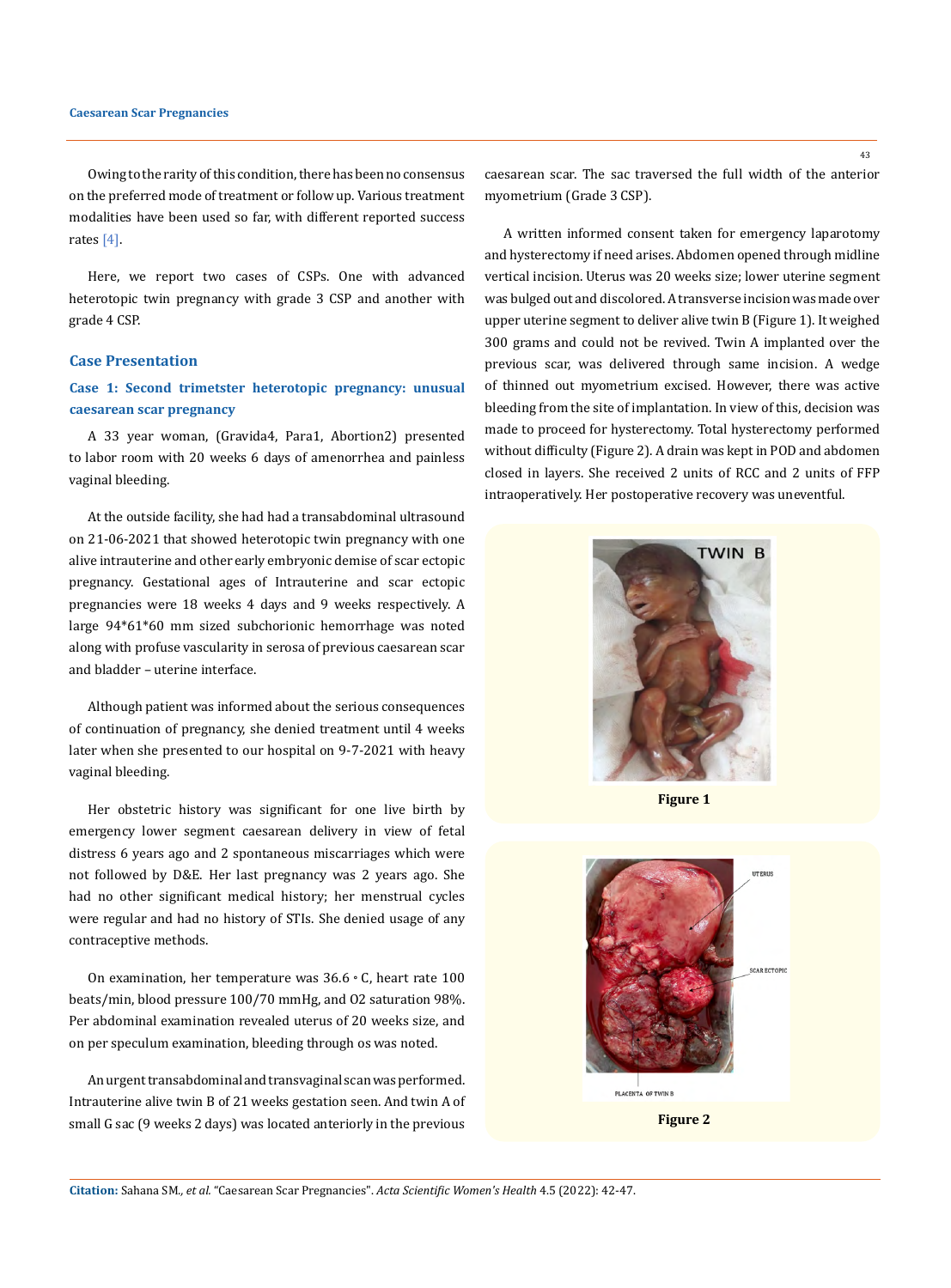Owing to the rarity of this condition, there has been no consensus on the preferred mode of treatment or follow up. Various treatment modalities have been used so far, with different reported success rates [4].

Here, we report two cases of CSPs. One with advanced heterotopic twin pregnancy with grade 3 CSP and another with grade 4 CSP.

## Case Presentation

### Case 1: Second trimetster heterotopic pregnancy: unusual caesarean scar pregnancy

A 33 year woman, (Gravida4, Para1, Abortion2) presented to labor room with 20 weeks 6 days of amenorrhea and painless vaginal bleeding.

At the outside facility, she had had a transabdominal ultrasound on 21-06-2021 that showed heterotopic twin pregnancy with one alive intrauterine and other early embryonic demise of scar ectopic pregnancy. Gestational ages of Intrauterine and scar ectopic pregnancies were 18 weeks 4 days and 9 weeks respectively. A large 94*61*60 mm sized subchorionic hemorrhage was noted along with profuse vascularity in serosa of previous caesarean scar and bladder – uterine interface.

Although patient was informed about the serious consequences of continuation of pregnancy, she denied treatment until 4 weeks later when she presented to our hospital on 9-7-2021 with heavy vaginal bleeding.

Her obstetric history was significant for one live birth by emergency lower segment caesarean delivery in view of fetal distress 6 years ago and 2 spontaneous miscarriages which were not followed by D&E. Her last pregnancy was 2 years ago. She had no other significant medical history; her menstrual cycles were regular and had no history of STIs. She denied usage of any contraceptive methods.

On examination, her temperature was 36.6 ◦ C, heart rate 100 beats/min, blood pressure 100/70 mmHg, and O2 saturation 98%. Per abdominal examination revealed uterus of 20 weeks size, and on per speculum examination, bleeding through os was noted.

An urgent transabdominal and transvaginal scan was performed. Intrauterine alive twin B of 21 weeks gestation seen. And twin A of small G sac (9 weeks 2 days) was located anteriorly in the previous caesarean scar. The sac traversed the full width of the anterior myometrium (Grade 3 CSP).

A written informed consent taken for emergency laparotomy and hysterectomy if need arises. Abdomen opened through midline vertical incision. Uterus was 20 weeks size; lower uterine segment was bulged out and discolored. A transverse incision was made over upper uterine segment to deliver alive twin B (Figure 1). It weighed 300 grams and could not be revived. Twin A implanted over the previous scar, was delivered through same incision. A wedge of thinned out myometrium excised. However, there was active bleeding from the site of implantation. In view of this, decision was made to proceed for hysterectomy. Total hysterectomy performed without difficulty (Figure 2). A drain was kept in POD and abdomen closed in layers. She received 2 units of RCC and 2 units of FFP intraoperatively. Her postoperative recovery was uneventful.

**Figure 1**

**Figure 2**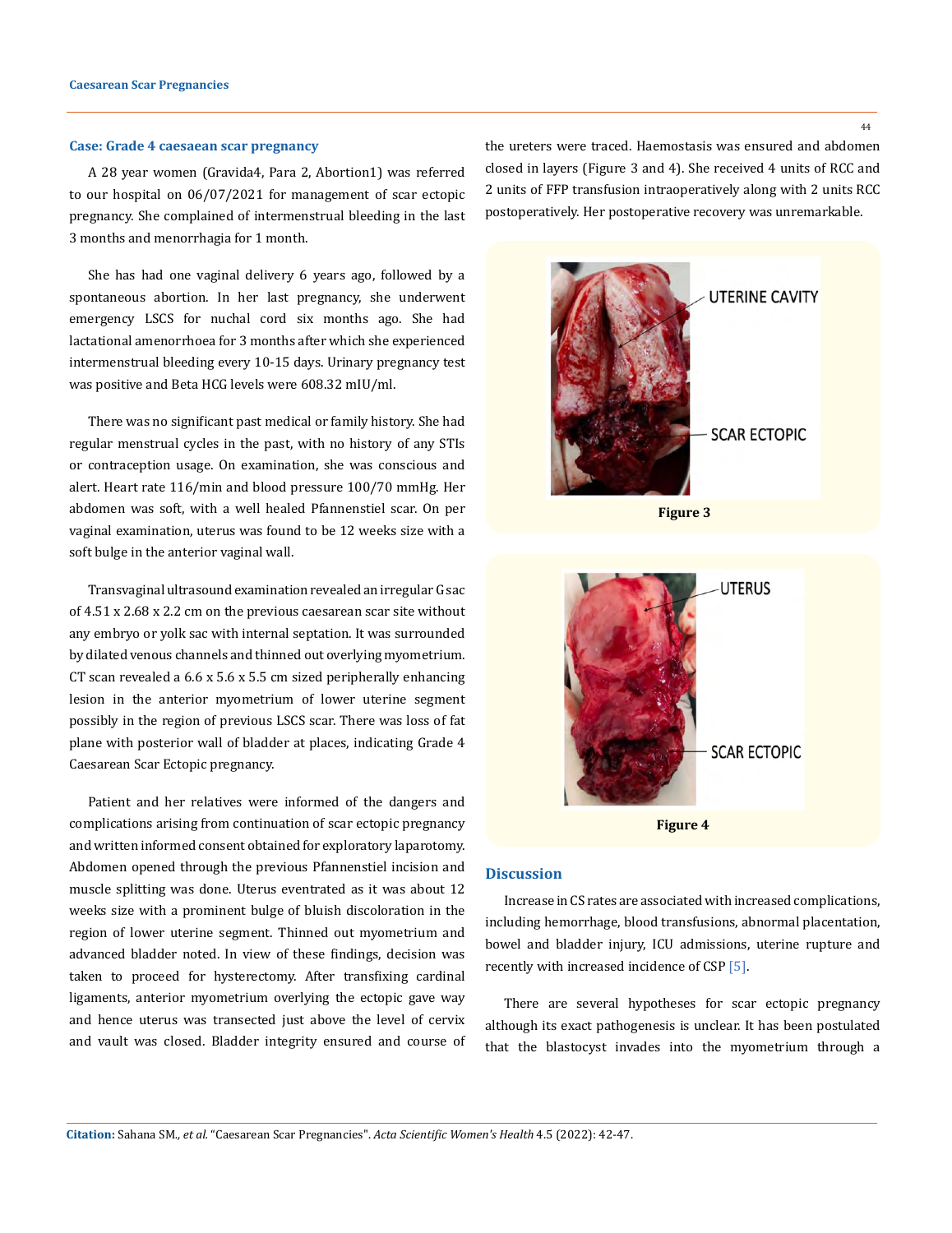### Case: Grade 4 caesaean scar pregnancy

A 28 year women (Gravida4, Para 2, Abortion1) was referred to our hospital on 06/07/2021 for management of scar ectopic pregnancy. She complained of intermenstrual bleeding in the last 3 months and menorrhagia for 1 month.

She has had one vaginal delivery 6 years ago, followed by a spontaneous abortion. In her last pregnancy, she underwent emergency LSCS for nuchal cord six months ago. She had lactational amenorrhoea for 3 months after which she experienced intermenstrual bleeding every 10-15 days. Urinary pregnancy test was positive and Beta HCG levels were 608.32 mIU/ml.

There was no significant past medical or family history. She had regular menstrual cycles in the past, with no history of any STIs or contraception usage. On examination, she was conscious and alert. Heart rate 116/min and blood pressure 100/70 mmHg. Her abdomen was soft, with a well healed Pfannenstiel scar. On per vaginal examination, uterus was found to be 12 weeks size with a soft bulge in the anterior vaginal wall.

Transvaginal ultrasound examination revealed an irregular G sac of 4.51 x 2.68 x 2.2 cm on the previous caesarean scar site without any embryo or yolk sac with internal septation. It was surrounded by dilated venous channels and thinned out overlying myometrium. CT scan revealed a 6.6 x 5.6 x 5.5 cm sized peripherally enhancing lesion in the anterior myometrium of lower uterine segment possibly in the region of previous LSCS scar. There was loss of fat plane with posterior wall of bladder at places, indicating Grade 4 Caesarean Scar Ectopic pregnancy.

Patient and her relatives were informed of the dangers and complications arising from continuation of scar ectopic pregnancy and written informed consent obtained for exploratory laparotomy. Abdomen opened through the previous Pfannenstiel incision and muscle splitting was done. Uterus eventrated as it was about 12 weeks size with a prominent bulge of bluish discoloration in the region of lower uterine segment. Thinned out myometrium and advanced bladder noted. In view of these findings, decision was taken to proceed for hysterectomy. After transfixing cardinal ligaments, anterior myometrium overlying the ectopic gave way and hence uterus was transected just above the level of cervix and vault was closed. Bladder integrity ensured and course of the ureters were traced. Haemostasis was ensured and abdomen closed in layers (Figure 3 and 4). She received 4 units of RCC and 2 units of FFP transfusion intraoperatively along with 2 units RCC postoperatively. Her postoperative recovery was unremarkable.

**Figure 3**

**Figure 4**

## Discussion

Increase in CS rates are associated with increased complications, including hemorrhage, blood transfusions, abnormal placentation, bowel and bladder injury, ICU admissions, uterine rupture and recently with increased incidence of CSP [5].

There are several hypotheses for scar ectopic pregnancy although its exact pathogenesis is unclear. It has been postulated that the blastocyst invades into the myometrium through a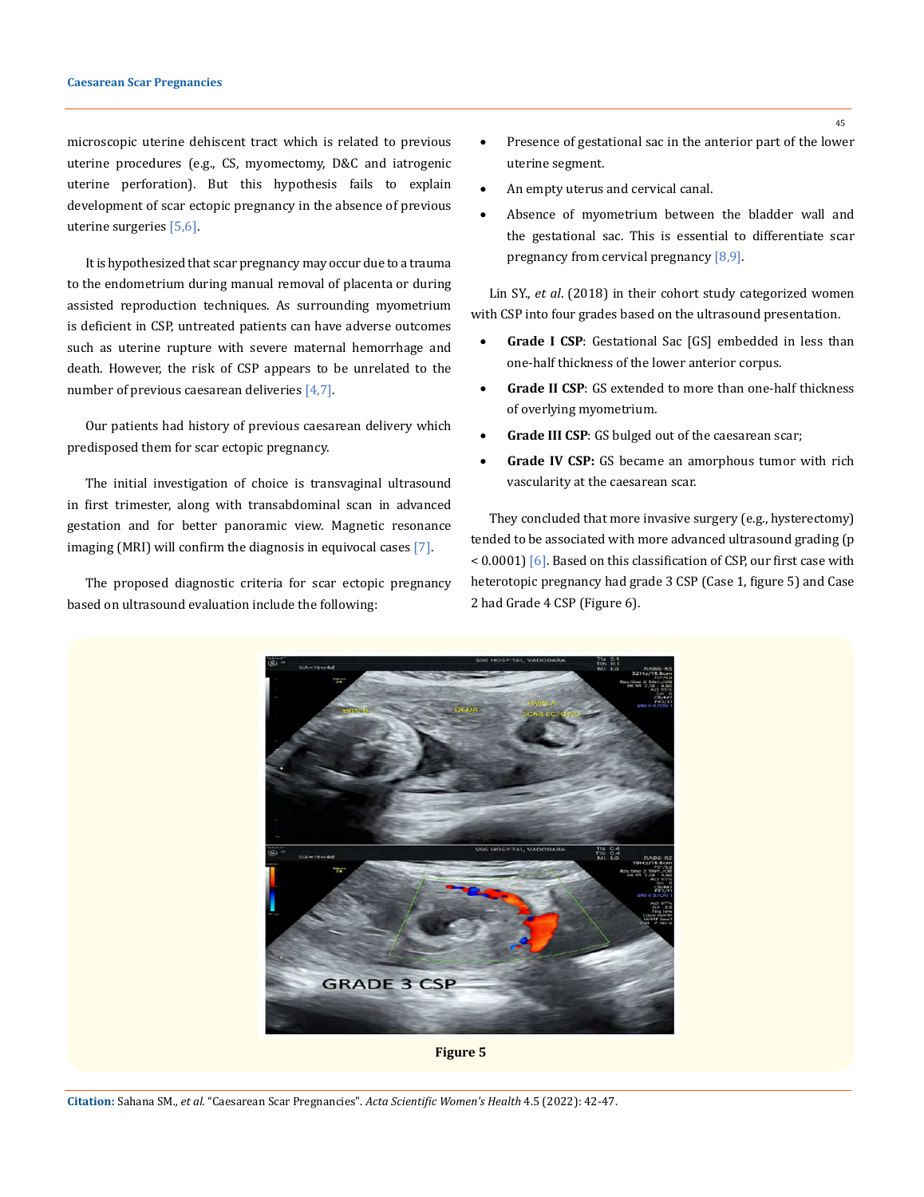microscopic uterine dehiscent tract which is related to previous uterine procedures (e.g., CS, myomectomy, D&C and iatrogenic uterine perforation). But this hypothesis fails to explain development of scar ectopic pregnancy in the absence of previous uterine surgeries [5,6].

It is hypothesized that scar pregnancy may occur due to a trauma to the endometrium during manual removal of placenta or during assisted reproduction techniques. As surrounding myometrium is deficient in CSP, untreated patients can have adverse outcomes such as uterine rupture with severe maternal hemorrhage and death. However, the risk of CSP appears to be unrelated to the number of previous caesarean deliveries [4,7].

Our patients had history of previous caesarean delivery which predisposed them for scar ectopic pregnancy.

The initial investigation of choice is transvaginal ultrasound in first trimester, along with transabdominal scan in advanced gestation and for better panoramic view. Magnetic resonance imaging (MRI) will confirm the diagnosis in equivocal cases [7].

The proposed diagnostic criteria for scar ectopic pregnancy based on ultrasound evaluation include the following:

- Presence of gestational sac in the anterior part of the lower uterine segment.
- An empty uterus and cervical canal.
- Absence of myometrium between the bladder wall and the gestational sac. This is essential to differentiate scar pregnancy from cervical pregnancy [8,9].

Lin SY., *et al*. (2018) in their cohort study categorized women with CSP into four grades based on the ultrasound presentation.

- **Grade I CSP**: Gestational Sac [GS] embedded in less than one-half thickness of the lower anterior corpus.
- **Grade II CSP**: GS extended to more than one-half thickness of overlying myometrium.
- **Grade III CSP**: GS bulged out of the caesarean scar;
- **Grade IV CSP:** GS became an amorphous tumor with rich vascularity at the caesarean scar.

They concluded that more invasive surgery (e.g., hysterectomy) tended to be associated with more advanced ultrasound grading ($p < 0.0001$) [6]. Based on this classification of CSP, our first case with heterotopic pregnancy had grade 3 CSP (Case 1, figure 5) and Case 2 had Grade 4 CSP (Figure 6).

**Figure 5**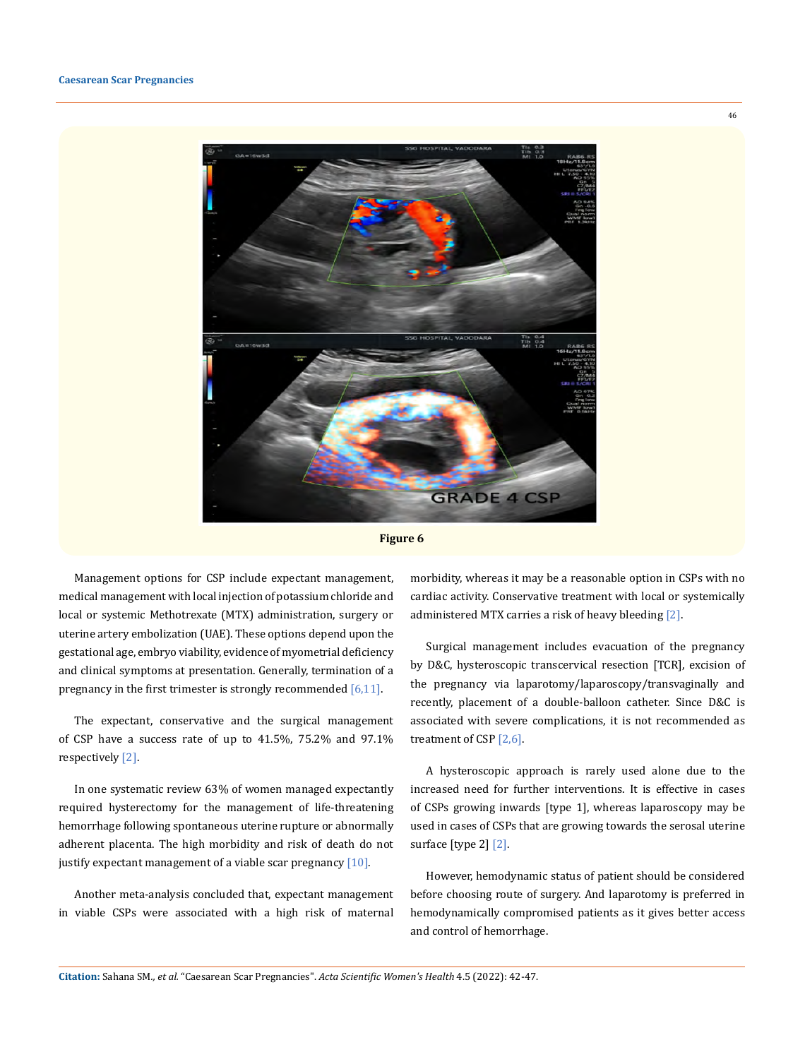Figure 6

Management options for CSP include expectant management, medical management with local injection of potassium chloride and local or systemic Methotrexate (MTX) administration, surgery or uterine artery embolization (UAE). These options depend upon the gestational age, embryo viability, evidence of myometrial deficiency and clinical symptoms at presentation. Generally, termination of a pregnancy in the first trimester is strongly recommended [6,11].

The expectant, conservative and the surgical management of CSP have a success rate of up to 41.5%, 75.2% and 97.1% respectively [2].

In one systematic review 63% of women managed expectantly required hysterectomy for the management of life-threatening hemorrhage following spontaneous uterine rupture or abnormally adherent placenta. The high morbidity and risk of death do not justify expectant management of a viable scar pregnancy [10].

Another meta-analysis concluded that, expectant management in viable CSPs were associated with a high risk of maternal morbidity, whereas it may be a reasonable option in CSPs with no cardiac activity. Conservative treatment with local or systemically administered MTX carries a risk of heavy bleeding [2].

Surgical management includes evacuation of the pregnancy by D&C, hysteroscopic transcervical resection [TCR], excision of the pregnancy via laparotomy/laparoscopy/transvaginally and recently, placement of a double-balloon catheter. Since D&C is associated with severe complications, it is not recommended as treatment of CSP [2,6].

A hysteroscopic approach is rarely used alone due to the increased need for further interventions. It is effective in cases of CSPs growing inwards [type 1], whereas laparoscopy may be used in cases of CSPs that are growing towards the serosal uterine surface [type 2] [2].

However, hemodynamic status of patient should be considered before choosing route of surgery. And laparotomy is preferred in hemodynamically compromised patients as it gives better access and control of hemorrhage.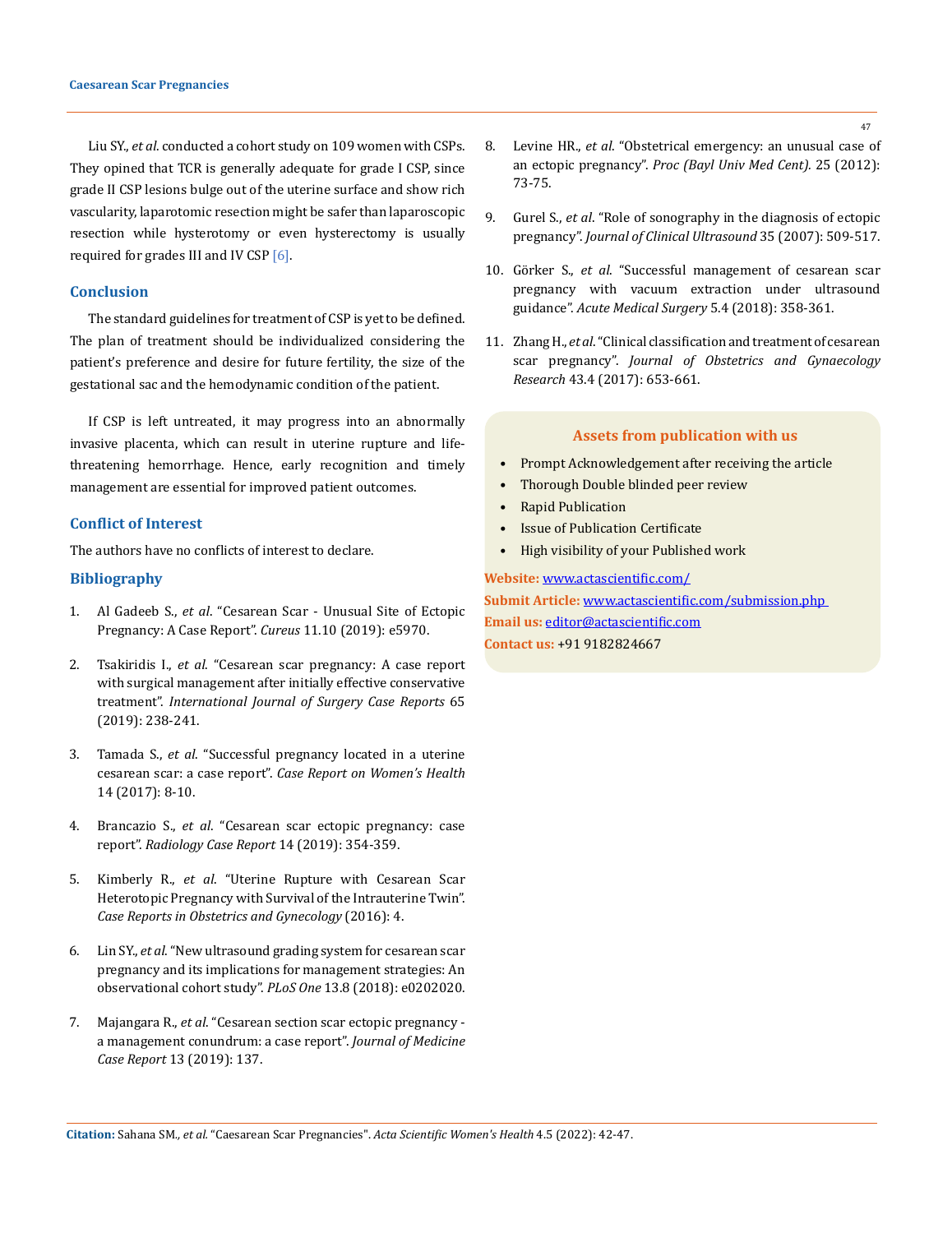Liu SY., *et al*. conducted a cohort study on 109 women with CSPs. They opined that TCR is generally adequate for grade I CSP, since grade II CSP lesions bulge out of the uterine surface and show rich vascularity, laparotomic resection might be safer than laparoscopic resection while hysterotomy or even hysterectomy is usually required for grades III and IV CSP [6].

## Conclusion

The standard guidelines for treatment of CSP is yet to be defined. The plan of treatment should be individualized considering the patient's preference and desire for future fertility, the size of the gestational sac and the hemodynamic condition of the patient.

If CSP is left untreated, it may progress into an abnormally invasive placenta, which can result in uterine rupture and life-threatening hemorrhage. Hence, early recognition and timely management are essential for improved patient outcomes.

## Conflict of Interest

The authors have no conflicts of interest to declare.

## Bibliography

1. Al Gadeeb S., *et al*. "Cesarean Scar - Unusual Site of Ectopic Pregnancy: A Case Report". *Cureus* 11.10 (2019): e5970.
2. Tsakiridis I., *et al*. "Cesarean scar pregnancy: A case report with surgical management after initially effective conservative treatment". *International Journal of Surgery Case Reports* 65 (2019): 238-241.
3. Tamada S., *et al*. "Successful pregnancy located in a uterine cesarean scar: a case report". *Case Report on Women's Health* 14 (2017): 8-10.
4. Brancazio S., *et al*. "Cesarean scar ectopic pregnancy: case report". *Radiology Case Report* 14 (2019): 354-359.
5. Kimberly R., *et al*. "Uterine Rupture with Cesarean Scar Heterotopic Pregnancy with Survival of the Intrauterine Twin". *Case Reports in Obstetrics and Gynecology* (2016): 4.
6. Lin SY., *et al*. "New ultrasound grading system for cesarean scar pregnancy and its implications for management strategies: An observational cohort study". *PLoS One* 13.8 (2018): e0202020.
7. Majangara R., *et al*. "Cesarean section scar ectopic pregnancy - a management conundrum: a case report". *Journal of Medicine Case Report* 13 (2019): 137.
8. Levine HR., *et al*. "Obstetrical emergency: an unusual case of an ectopic pregnancy". *Proc (Bayl Univ Med Cent).* 25 (2012): 73-75.
9. Gurel S., *et al*. "Role of sonography in the diagnosis of ectopic pregnancy". *Journal of Clinical Ultrasound* 35 (2007): 509-517.
10. Görker S., *et al*. "Successful management of cesarean scar pregnancy with vacuum extraction under ultrasound guidance". *Acute Medical Surgery* 5.4 (2018): 358-361.
11. Zhang H., *et al*. "Clinical classification and treatment of cesarean scar pregnancy". *Journal of Obstetrics and Gynaecology Research* 43.4 (2017): 653-661.

### Assets from publication with us

- Prompt Acknowledgement after receiving the article
- Thorough Double blinded peer review
- Rapid Publication
- Issue of Publication Certificate
- High visibility of your Published work

**Website:** www.actascientific.com/
**Submit Article:** www.actascientific.com/submission.php
**Email us:** editor@actascientific.com
**Contact us:** +91 9182824667